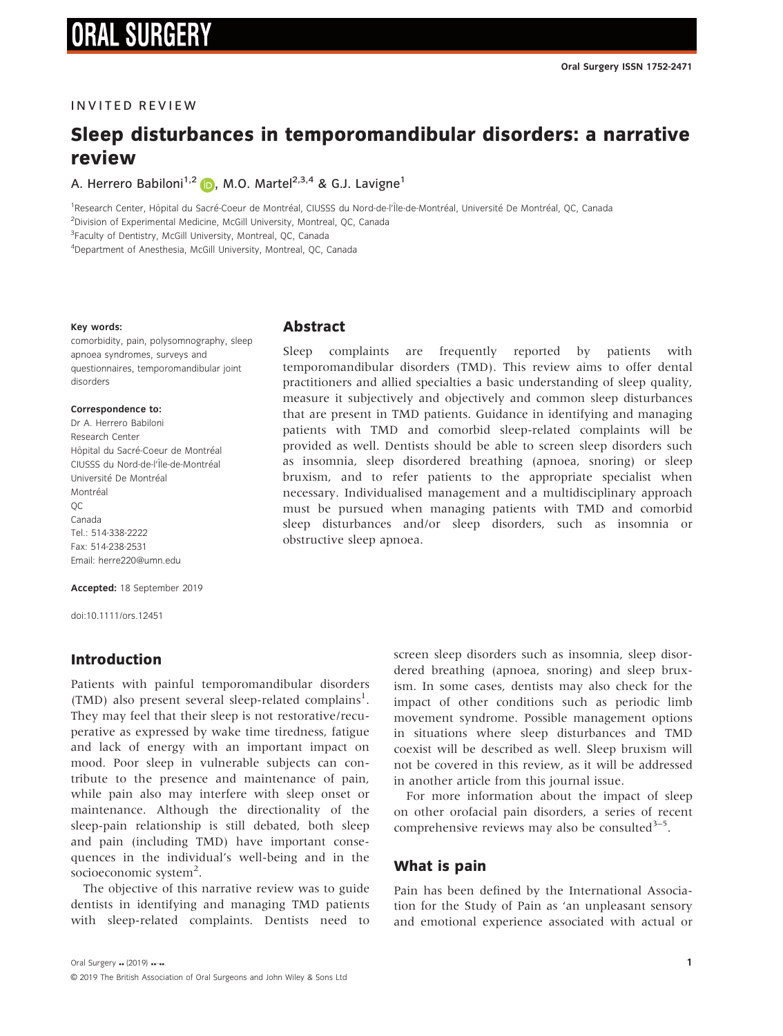INVITED REVIEW

# Sleep disturbances in temporomandibular disorders: a narrative review

A. Herrero Babiloni[1,2], M.O. Martel[2,3,4] & G.J. Lavigne[1]

[1]Research Center, Hôpital du Sacré-Coeur de Montréal, CIUSSS du Nord-de-l'Île-de-Montréal, Université De Montréal, QC, Canada
[2]Division of Experimental Medicine, McGill University, Montreal, QC, Canada
[3]Faculty of Dentistry, McGill University, Montreal, QC, Canada
[4]Department of Anesthesia, McGill University, Montreal, QC, Canada

**Key words:**
comorbidity, pain, polysomnography, sleep apnoea syndromes, surveys and questionnaires, temporomandibular joint disorders

**Correspondence to:**
Dr A. Herrero Babiloni
Research Center
Hôpital du Sacré-Coeur de Montréal
CIUSSS du Nord-de-l'Île-de-Montréal
Université De Montréal
Montréal
QC
Canada
Tel.: 514-338-2222
Fax: 514-238-2531
Email: herre220@umn.edu

**Accepted:** 18 September 2019

doi:10.1111/ors.12451

## Abstract

Sleep complaints are frequently reported by patients with temporomandibular disorders (TMD). This review aims to offer dental practitioners and allied specialties a basic understanding of sleep quality, measure it subjectively and objectively and common sleep disturbances that are present in TMD patients. Guidance in identifying and managing patients with TMD and comorbid sleep-related complaints will be provided as well. Dentists should be able to screen sleep disorders such as insomnia, sleep disordered breathing (apnoea, snoring) or sleep bruxism, and to refer patients to the appropriate specialist when necessary. Individualised management and a multidisciplinary approach must be pursued when managing patients with TMD and comorbid sleep disturbances and/or sleep disorders, such as insomnia or obstructive sleep apnoea.

## Introduction

Patients with painful temporomandibular disorders (TMD) also present several sleep-related complains[1]. They may feel that their sleep is not restorative/recuperative as expressed by wake time tiredness, fatigue and lack of energy with an important impact on mood. Poor sleep in vulnerable subjects can contribute to the presence and maintenance of pain, while pain also may interfere with sleep onset or maintenance. Although the directionality of the sleep-pain relationship is still debated, both sleep and pain (including TMD) have important consequences in the individual's well-being and in the socioeconomic system[2].

The objective of this narrative review was to guide dentists in identifying and managing TMD patients with sleep-related complaints. Dentists need to screen sleep disorders such as insomnia, sleep disordered breathing (apnoea, snoring) and sleep bruxism. In some cases, dentists may also check for the impact of other conditions such as periodic limb movement syndrome. Possible management options in situations where sleep disturbances and TMD coexist will be described as well. Sleep bruxism will not be covered in this review, as it will be addressed in another article from this journal issue.

For more information about the impact of sleep on other orofacial pain disorders, a series of recent comprehensive reviews may also be consulted[3–5].

## What is pain

Pain has been defined by the International Association for the Study of Pain as 'an unpleasant sensory and emotional experience associated with actual or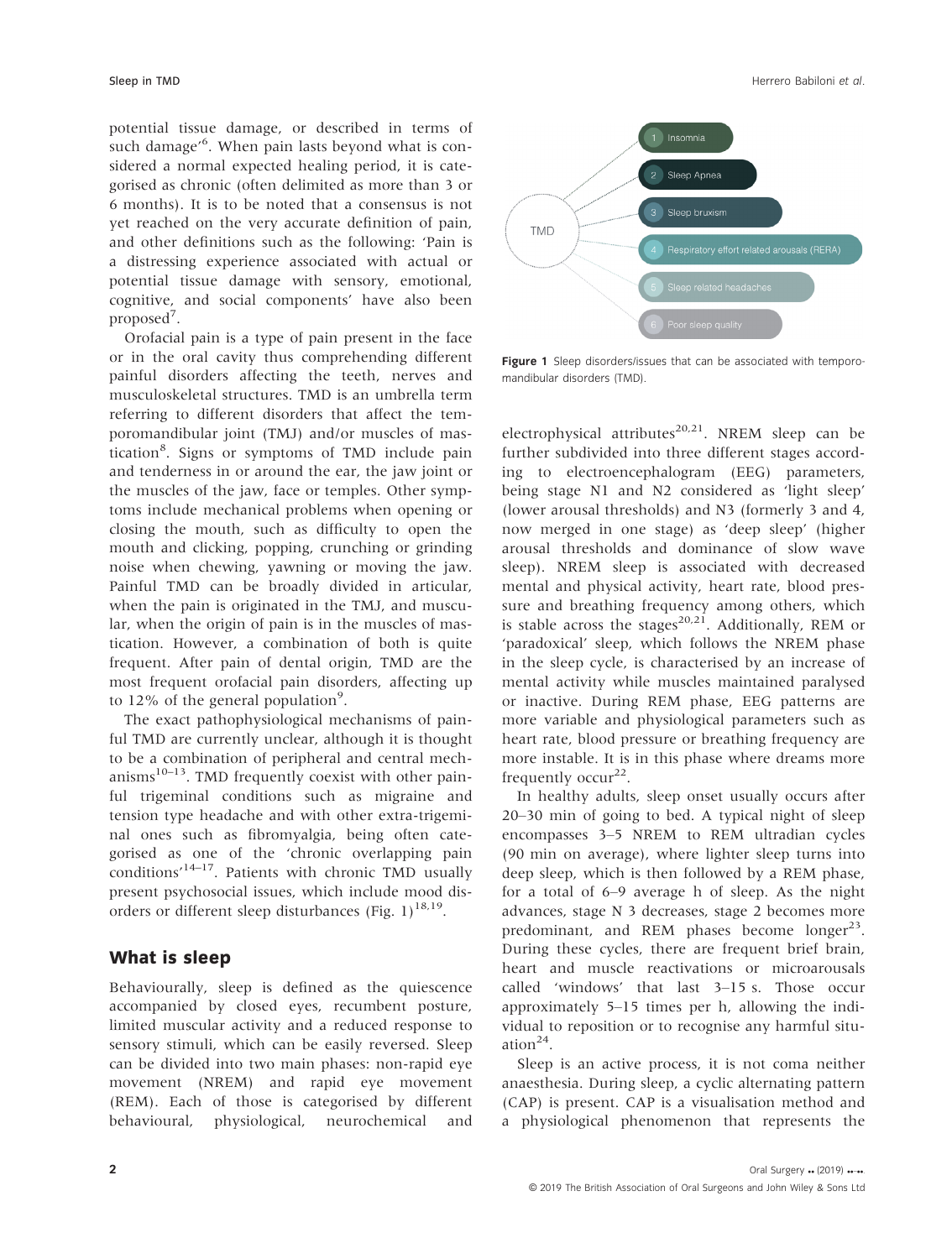potential tissue damage, or described in terms of such damage'[6]. When pain lasts beyond what is considered a normal expected healing period, it is categorised as chronic (often delimited as more than 3 or 6 months). It is to be noted that a consensus is not yet reached on the very accurate definition of pain, and other definitions such as the following: 'Pain is a distressing experience associated with actual or potential tissue damage with sensory, emotional, cognitive, and social components' have also been proposed[7].

Orofacial pain is a type of pain present in the face or in the oral cavity thus comprehending different painful disorders affecting the teeth, nerves and musculoskeletal structures. TMD is an umbrella term referring to different disorders that affect the temporomandibular joint (TMJ) and/or muscles of mastication[8]. Signs or symptoms of TMD include pain and tenderness in or around the ear, the jaw joint or the muscles of the jaw, face or temples. Other symptoms include mechanical problems when opening or closing the mouth, such as difficulty to open the mouth and clicking, popping, crunching or grinding noise when chewing, yawning or moving the jaw. Painful TMD can be broadly divided in articular, when the pain is originated in the TMJ, and muscular, when the origin of pain is in the muscles of mastication. However, a combination of both is quite frequent. After pain of dental origin, TMD are the most frequent orofacial pain disorders, affecting up to 12% of the general population[9].

The exact pathophysiological mechanisms of painful TMD are currently unclear, although it is thought to be a combination of peripheral and central mechanisms[10–13]. TMD frequently coexist with other painful trigeminal conditions such as migraine and tension type headache and with other extra-trigeminal ones such as fibromyalgia, being often categorised as one of the 'chronic overlapping pain conditions'[14–17]. Patients with chronic TMD usually present psychosocial issues, which include mood disorders or different sleep disturbances (Fig. 1)[18,19].

TMD
1 Insomnia
2 Sleep Apnea
3 Sleep bruxism
4 Respiratory effort related arousals (RERA)
5 Sleep related headaches
6 Poor sleep quality

**Figure 1** Sleep disorders/issues that can be associated with temporomandibular disorders (TMD).

## What is sleep

Behaviourally, sleep is defined as the quiescence accompanied by closed eyes, recumbent posture, limited muscular activity and a reduced response to sensory stimuli, which can be easily reversed. Sleep can be divided into two main phases: non-rapid eye movement (NREM) and rapid eye movement (REM). Each of those is categorised by different behavioural, physiological, neurochemical and electrophysical attributes[20,21]. NREM sleep can be further subdivided into three different stages according to electroencephalogram (EEG) parameters, being stage N1 and N2 considered as 'light sleep' (lower arousal thresholds) and N3 (formerly 3 and 4, now merged in one stage) as 'deep sleep' (higher arousal thresholds and dominance of slow wave sleep). NREM sleep is associated with decreased mental and physical activity, heart rate, blood pressure and breathing frequency among others, which is stable across the stages[20,21]. Additionally, REM or 'paradoxical' sleep, which follows the NREM phase in the sleep cycle, is characterised by an increase of mental activity while muscles maintained paralysed or inactive. During REM phase, EEG patterns are more variable and physiological parameters such as heart rate, blood pressure or breathing frequency are more instable. It is in this phase where dreams more frequently occur[22].

In healthy adults, sleep onset usually occurs after 20–30 min of going to bed. A typical night of sleep encompasses 3–5 NREM to REM ultradian cycles (90 min on average), where lighter sleep turns into deep sleep, which is then followed by a REM phase, for a total of 6–9 average h of sleep. As the night advances, stage N 3 decreases, stage 2 becomes more predominant, and REM phases become longer[23]. During these cycles, there are frequent brief brain, heart and muscle reactivations or microarousals called 'windows' that last 3–15 s. Those occur approximately 5–15 times per h, allowing the individual to reposition or to recognise any harmful situation[24].

Sleep is an active process, it is not coma neither anaesthesia. During sleep, a cyclic alternating pattern (CAP) is present. CAP is a visualisation method and a physiological phenomenon that represents the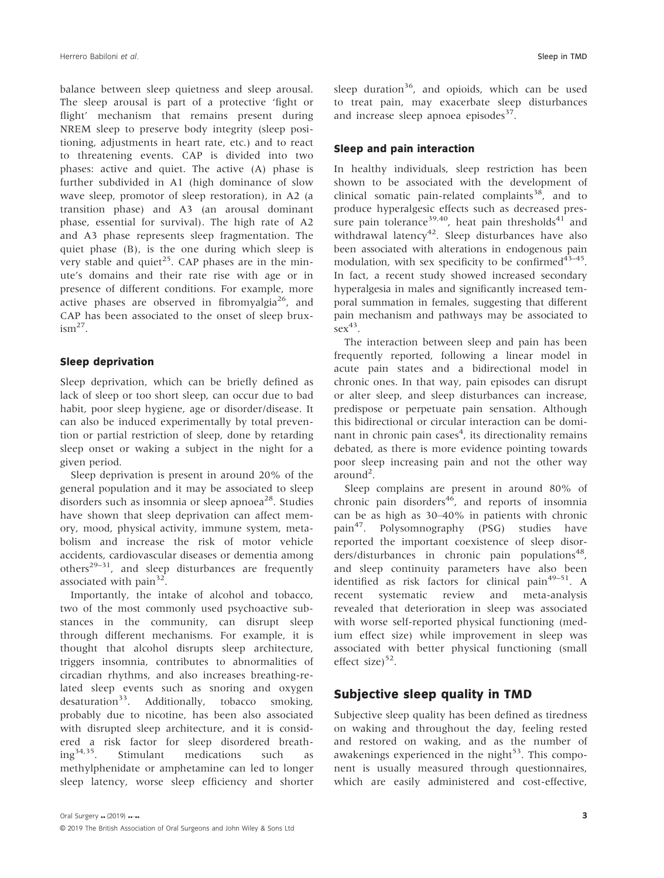balance between sleep quietness and sleep arousal. The sleep arousal is part of a protective 'fight or flight' mechanism that remains present during NREM sleep to preserve body integrity (sleep positioning, adjustments in heart rate, etc.) and to react to threatening events. CAP is divided into two phases: active and quiet. The active (A) phase is further subdivided in A1 (high dominance of slow wave sleep, promotor of sleep restoration), in A2 (a transition phase) and A3 (an arousal dominant phase, essential for survival). The high rate of A2 and A3 phase represents sleep fragmentation. The quiet phase (B), is the one during which sleep is very stable and quiet[25]. CAP phases are in the minute's domains and their rate rise with age or in presence of different conditions. For example, more active phases are observed in fibromyalgia[26], and CAP has been associated to the onset of sleep bruxism[27].

### Sleep deprivation

Sleep deprivation, which can be briefly defined as lack of sleep or too short sleep, can occur due to bad habit, poor sleep hygiene, age or disorder/disease. It can also be induced experimentally by total prevention or partial restriction of sleep, done by retarding sleep onset or waking a subject in the night for a given period.

Sleep deprivation is present in around 20% of the general population and it may be associated to sleep disorders such as insomnia or sleep apnoea[28]. Studies have shown that sleep deprivation can affect memory, mood, physical activity, immune system, metabolism and increase the risk of motor vehicle accidents, cardiovascular diseases or dementia among others[29–31], and sleep disturbances are frequently associated with pain[32].

Importantly, the intake of alcohol and tobacco, two of the most commonly used psychoactive substances in the community, can disrupt sleep through different mechanisms. For example, it is thought that alcohol disrupts sleep architecture, triggers insomnia, contributes to abnormalities of circadian rhythms, and also increases breathing-related sleep events such as snoring and oxygen desaturation[33]. Additionally, tobacco smoking, probably due to nicotine, has been also associated with disrupted sleep architecture, and it is considered a risk factor for sleep disordered breathing[34,35]. Stimulant medications such as methylphenidate or amphetamine can led to longer sleep latency, worse sleep efficiency and shorter sleep duration[36], and opioids, which can be used to treat pain, may exacerbate sleep disturbances and increase sleep apnoea episodes[37].

### Sleep and pain interaction

In healthy individuals, sleep restriction has been shown to be associated with the development of clinical somatic pain-related complaints[38], and to produce hyperalgesic effects such as decreased pressure pain tolerance[39,40], heat pain thresholds[41] and withdrawal latency[42]. Sleep disturbances have also been associated with alterations in endogenous pain modulation, with sex specificity to be confirmed[43–45]. In fact, a recent study showed increased secondary hyperalgesia in males and significantly increased temporal summation in females, suggesting that different pain mechanism and pathways may be associated to sex[43].

The interaction between sleep and pain has been frequently reported, following a linear model in acute pain states and a bidirectional model in chronic ones. In that way, pain episodes can disrupt or alter sleep, and sleep disturbances can increase, predispose or perpetuate pain sensation. Although this bidirectional or circular interaction can be dominant in chronic pain cases[4], its directionality remains debated, as there is more evidence pointing towards poor sleep increasing pain and not the other way around[2].

Sleep complains are present in around 80% of chronic pain disorders[46], and reports of insomnia can be as high as 30–40% in patients with chronic pain[47]. Polysomnography (PSG) studies have reported the important coexistence of sleep disorders/disturbances in chronic pain populations[48], and sleep continuity parameters have also been identified as risk factors for clinical pain[49–51]. A recent systematic review and meta-analysis revealed that deterioration in sleep was associated with worse self-reported physical functioning (medium effect size) while improvement in sleep was associated with better physical functioning (small effect size)[52].

## Subjective sleep quality in TMD

Subjective sleep quality has been defined as tiredness on waking and throughout the day, feeling rested and restored on waking, and as the number of awakenings experienced in the night[53]. This component is usually measured through questionnaires, which are easily administered and cost-effective,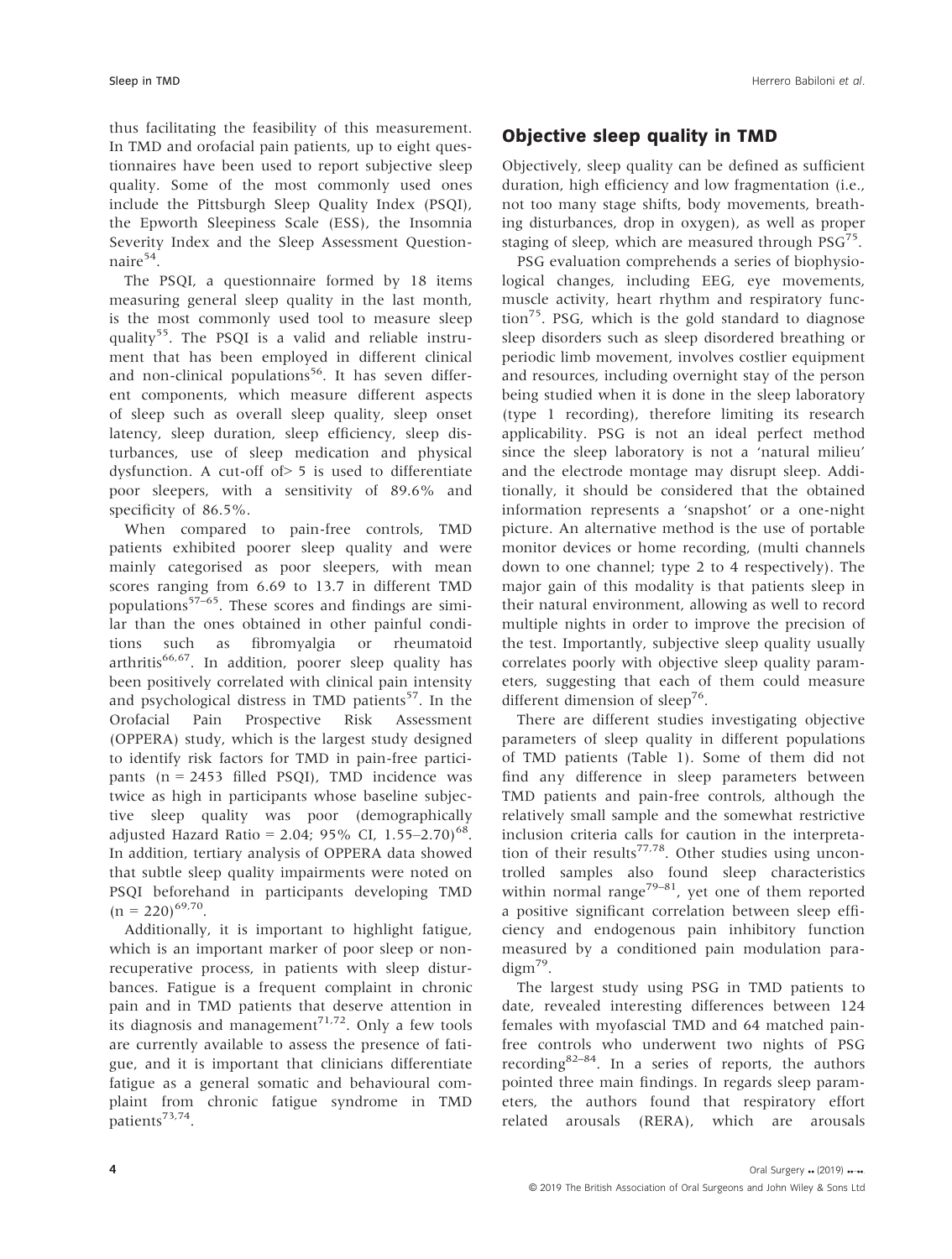thus facilitating the feasibility of this measurement. In TMD and orofacial pain patients, up to eight questionnaires have been used to report subjective sleep quality. Some of the most commonly used ones include the Pittsburgh Sleep Quality Index (PSQI), the Epworth Sleepiness Scale (ESS), the Insomnia Severity Index and the Sleep Assessment Questionnaire[54].

The PSQI, a questionnaire formed by 18 items measuring general sleep quality in the last month, is the most commonly used tool to measure sleep quality[55]. The PSQI is a valid and reliable instrument that has been employed in different clinical and non-clinical populations[56]. It has seven different components, which measure different aspects of sleep such as overall sleep quality, sleep onset latency, sleep duration, sleep efficiency, sleep disturbances, use of sleep medication and physical dysfunction. A cut-off of> 5 is used to differentiate poor sleepers, with a sensitivity of 89.6% and specificity of 86.5%.

When compared to pain-free controls, TMD patients exhibited poorer sleep quality and were mainly categorised as poor sleepers, with mean scores ranging from 6.69 to 13.7 in different TMD populations[57–65]. These scores and findings are similar than the ones obtained in other painful conditions such as fibromyalgia or rheumatoid arthritis[66,67]. In addition, poorer sleep quality has been positively correlated with clinical pain intensity and psychological distress in TMD patients[57]. In the Orofacial Pain Prospective Risk Assessment (OPPERA) study, which is the largest study designed to identify risk factors for TMD in pain-free participants (n = 2453 filled PSQI), TMD incidence was twice as high in participants whose baseline subjective sleep quality was poor (demographically adjusted Hazard Ratio = 2.04; 95% CI, 1.55–2.70)[68]. In addition, tertiary analysis of OPPERA data showed that subtle sleep quality impairments were noted on PSQI beforehand in participants developing TMD (n = 220)[69,70].

Additionally, it is important to highlight fatigue, which is an important marker of poor sleep or non-recuperative process, in patients with sleep disturbances. Fatigue is a frequent complaint in chronic pain and in TMD patients that deserve attention in its diagnosis and management[71,72]. Only a few tools are currently available to assess the presence of fatigue, and it is important that clinicians differentiate fatigue as a general somatic and behavioural complaint from chronic fatigue syndrome in TMD patients[73,74].

## Objective sleep quality in TMD

Objectively, sleep quality can be defined as sufficient duration, high efficiency and low fragmentation (i.e., not too many stage shifts, body movements, breathing disturbances, drop in oxygen), as well as proper staging of sleep, which are measured through PSG[75].

PSG evaluation comprehends a series of biophysiological changes, including EEG, eye movements, muscle activity, heart rhythm and respiratory function[75]. PSG, which is the gold standard to diagnose sleep disorders such as sleep disordered breathing or periodic limb movement, involves costlier equipment and resources, including overnight stay of the person being studied when it is done in the sleep laboratory (type 1 recording), therefore limiting its research applicability. PSG is not an ideal perfect method since the sleep laboratory is not a 'natural milieu' and the electrode montage may disrupt sleep. Additionally, it should be considered that the obtained information represents a 'snapshot' or a one-night picture. An alternative method is the use of portable monitor devices or home recording, (multi channels down to one channel; type 2 to 4 respectively). The major gain of this modality is that patients sleep in their natural environment, allowing as well to record multiple nights in order to improve the precision of the test. Importantly, subjective sleep quality usually correlates poorly with objective sleep quality parameters, suggesting that each of them could measure different dimension of sleep[76].

There are different studies investigating objective parameters of sleep quality in different populations of TMD patients (Table 1). Some of them did not find any difference in sleep parameters between TMD patients and pain-free controls, although the relatively small sample and the somewhat restrictive inclusion criteria calls for caution in the interpretation of their results[77,78]. Other studies using uncontrolled samples also found sleep characteristics within normal range[79–81], yet one of them reported a positive significant correlation between sleep efficiency and endogenous pain inhibitory function measured by a conditioned pain modulation paradigm[79].

The largest study using PSG in TMD patients to date, revealed interesting differences between 124 females with myofascial TMD and 64 matched pain-free controls who underwent two nights of PSG recording[82–84]. In a series of reports, the authors pointed three main findings. In regards sleep parameters, the authors found that respiratory effort related arousals (RERA), which are arousals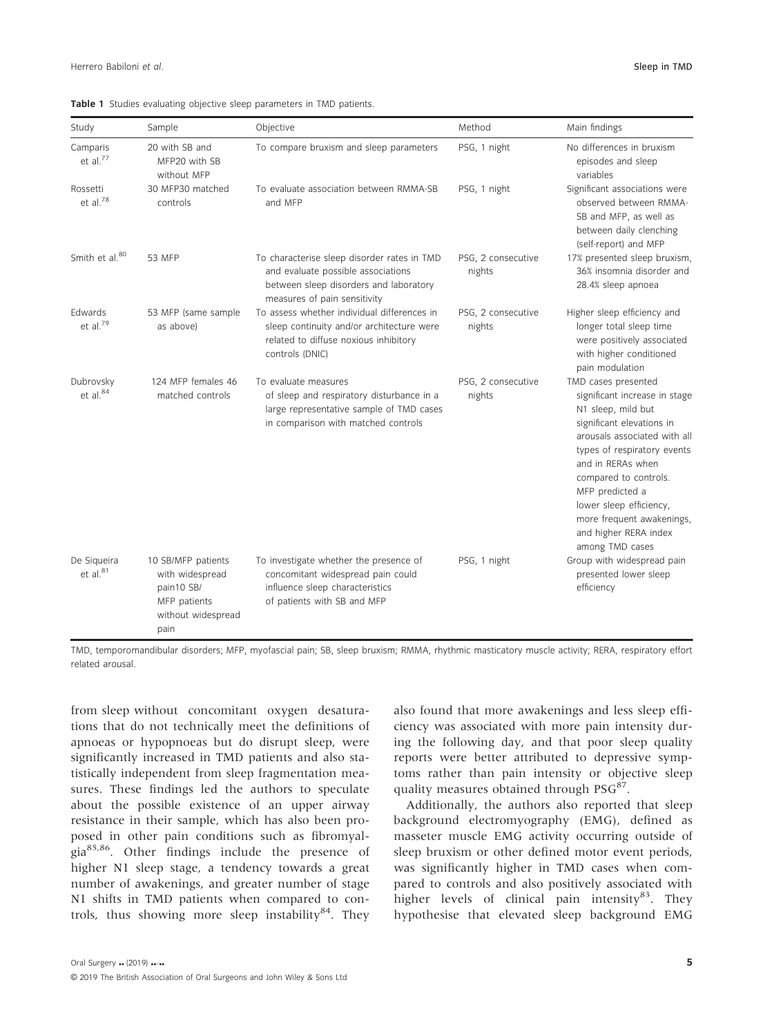**Table 1** Studies evaluating objective sleep parameters in TMD patients.

| Study | Sample | Objective | Method | Main findings |
|---|---|---|---|---|
| Camparis et al.[77] | 20 with SB and MFP20 with SB without MFP | To compare bruxism and sleep parameters | PSG, 1 night | No differences in bruxism episodes and sleep variables |
| Rossetti et al.[78] | 30 MFP30 matched controls | To evaluate association between RMMA-SB and MFP | PSG, 1 night | Significant associations were observed between RMMA-SB and MFP, as well as between daily clenching (self-report) and MFP |
| Smith et al.[80] | 53 MFP | To characterise sleep disorder rates in TMD and evaluate possible associations between sleep disorders and laboratory measures of pain sensitivity | PSG, 2 consecutive nights | 17% presented sleep bruxism, 36% insomnia disorder and 28.4% sleep apnoea |
| Edwards et al.[79] | 53 MFP (same sample as above) | To assess whether individual differences in sleep continuity and/or architecture were related to diffuse noxious inhibitory controls (DNIC) | PSG, 2 consecutive nights | Higher sleep efficiency and longer total sleep time were positively associated with higher conditioned pain modulation |
| Dubrovsky et al.[84] | 124 MFP females 46 matched controls | To evaluate measures of sleep and respiratory disturbance in a large representative sample of TMD cases in comparison with matched controls | PSG, 2 consecutive nights | TMD cases presented significant increase in stage N1 sleep, mild but significant elevations in arousals associated with all types of respiratory events and in RERAs when compared to controls. MFP predicted a lower sleep efficiency, more frequent awakenings, and higher RERA index among TMD cases |
| De Siqueira et al.[81] | 10 SB/MFP patients with widespread pain10 SB/ MFP patients without widespread pain | To investigate whether the presence of concomitant widespread pain could influence sleep characteristics of patients with SB and MFP | PSG, 1 night | Group with widespread pain presented lower sleep efficiency |

TMD, temporomandibular disorders; MFP, myofascial pain; SB, sleep bruxism; RMMA, rhythmic masticatory muscle activity; RERA, respiratory effort related arousal.

from sleep without concomitant oxygen desaturations that do not technically meet the definitions of apnoeas or hypopnoeas but do disrupt sleep, were significantly increased in TMD patients and also statistically independent from sleep fragmentation measures. These findings led the authors to speculate about the possible existence of an upper airway resistance in their sample, which has also been proposed in other pain conditions such as fibromyalgia[85,86]. Other findings include the presence of higher N1 sleep stage, a tendency towards a great number of awakenings, and greater number of stage N1 shifts in TMD patients when compared to controls, thus showing more sleep instability[84]. They also found that more awakenings and less sleep efficiency was associated with more pain intensity during the following day, and that poor sleep quality reports were better attributed to depressive symptoms rather than pain intensity or objective sleep quality measures obtained through PSG[87].

Additionally, the authors also reported that sleep background electromyography (EMG), defined as masseter muscle EMG activity occurring outside of sleep bruxism or other defined motor event periods, was significantly higher in TMD cases when compared to controls and also positively associated with higher levels of clinical pain intensity[83]. They hypothesise that elevated sleep background EMG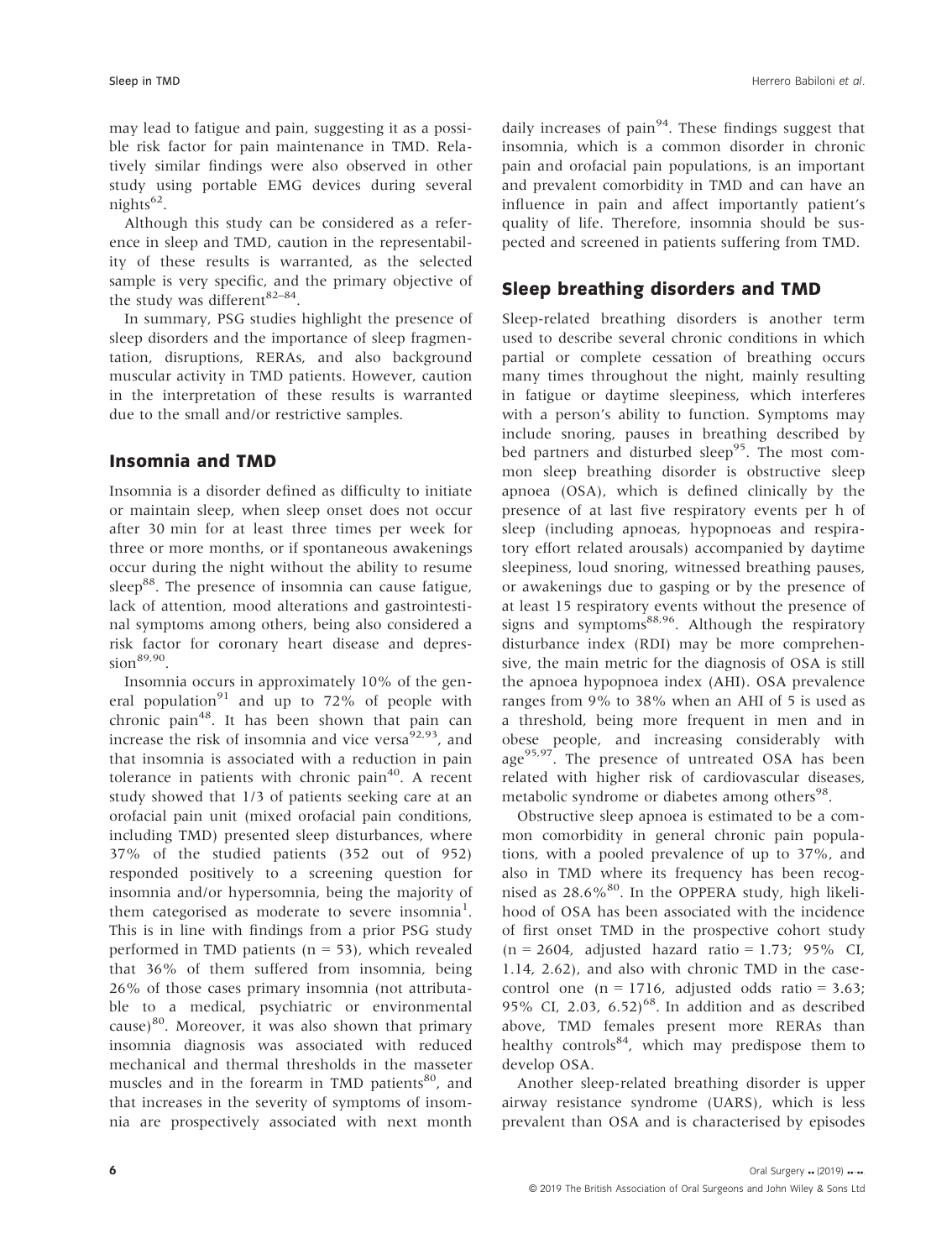may lead to fatigue and pain, suggesting it as a possible risk factor for pain maintenance in TMD. Relatively similar findings were also observed in other study using portable EMG devices during several nights[62].

Although this study can be considered as a reference in sleep and TMD, caution in the representability of these results is warranted, as the selected sample is very specific, and the primary objective of the study was different[82–84].

In summary, PSG studies highlight the presence of sleep disorders and the importance of sleep fragmentation, disruptions, RERAs, and also background muscular activity in TMD patients. However, caution in the interpretation of these results is warranted due to the small and/or restrictive samples.

## Insomnia and TMD

Insomnia is a disorder defined as difficulty to initiate or maintain sleep, when sleep onset does not occur after 30 min for at least three times per week for three or more months, or if spontaneous awakenings occur during the night without the ability to resume sleep[88]. The presence of insomnia can cause fatigue, lack of attention, mood alterations and gastrointestinal symptoms among others, being also considered a risk factor for coronary heart disease and depression[89,90].

Insomnia occurs in approximately 10% of the general population[91] and up to 72% of people with chronic pain[48]. It has been shown that pain can increase the risk of insomnia and vice versa[92,93], and that insomnia is associated with a reduction in pain tolerance in patients with chronic pain[40]. A recent study showed that 1/3 of patients seeking care at an orofacial pain unit (mixed orofacial pain conditions, including TMD) presented sleep disturbances, where 37% of the studied patients (352 out of 952) responded positively to a screening question for insomnia and/or hypersomnia, being the majority of them categorised as moderate to severe insomnia[1]. This is in line with findings from a prior PSG study performed in TMD patients (n = 53), which revealed that 36% of them suffered from insomnia, being 26% of those cases primary insomnia (not attributable to a medical, psychiatric or environmental cause)[80]. Moreover, it was also shown that primary insomnia diagnosis was associated with reduced mechanical and thermal thresholds in the masseter muscles and in the forearm in TMD patients[80], and that increases in the severity of symptoms of insomnia are prospectively associated with next month daily increases of pain[94]. These findings suggest that insomnia, which is a common disorder in chronic pain and orofacial pain populations, is an important and prevalent comorbidity in TMD and can have an influence in pain and affect importantly patient's quality of life. Therefore, insomnia should be suspected and screened in patients suffering from TMD.

## Sleep breathing disorders and TMD

Sleep-related breathing disorders is another term used to describe several chronic conditions in which partial or complete cessation of breathing occurs many times throughout the night, mainly resulting in fatigue or daytime sleepiness, which interferes with a person's ability to function. Symptoms may include snoring, pauses in breathing described by bed partners and disturbed sleep[95]. The most common sleep breathing disorder is obstructive sleep apnoea (OSA), which is defined clinically by the presence of at last five respiratory events per h of sleep (including apnoeas, hypopnoeas and respiratory effort related arousals) accompanied by daytime sleepiness, loud snoring, witnessed breathing pauses, or awakenings due to gasping or by the presence of at least 15 respiratory events without the presence of signs and symptoms[88,96]. Although the respiratory disturbance index (RDI) may be more comprehensive, the main metric for the diagnosis of OSA is still the apnoea hypopnoea index (AHI). OSA prevalence ranges from 9% to 38% when an AHI of 5 is used as a threshold, being more frequent in men and in obese people, and increasing considerably with age[95,97]. The presence of untreated OSA has been related with higher risk of cardiovascular diseases, metabolic syndrome or diabetes among others[98].

Obstructive sleep apnoea is estimated to be a common comorbidity in general chronic pain populations, with a pooled prevalence of up to 37%, and also in TMD where its frequency has been recognised as 28.6%[80]. In the OPPERA study, high likelihood of OSA has been associated with the incidence of first onset TMD in the prospective cohort study (n = 2604, adjusted hazard ratio = 1.73; 95% CI, 1.14, 2.62), and also with chronic TMD in the case-control one (n = 1716, adjusted odds ratio = 3.63; 95% CI, 2.03, 6.52)[68]. In addition and as described above, TMD females present more RERAs than healthy controls[84], which may predispose them to develop OSA.

Another sleep-related breathing disorder is upper airway resistance syndrome (UARS), which is less prevalent than OSA and is characterised by episodes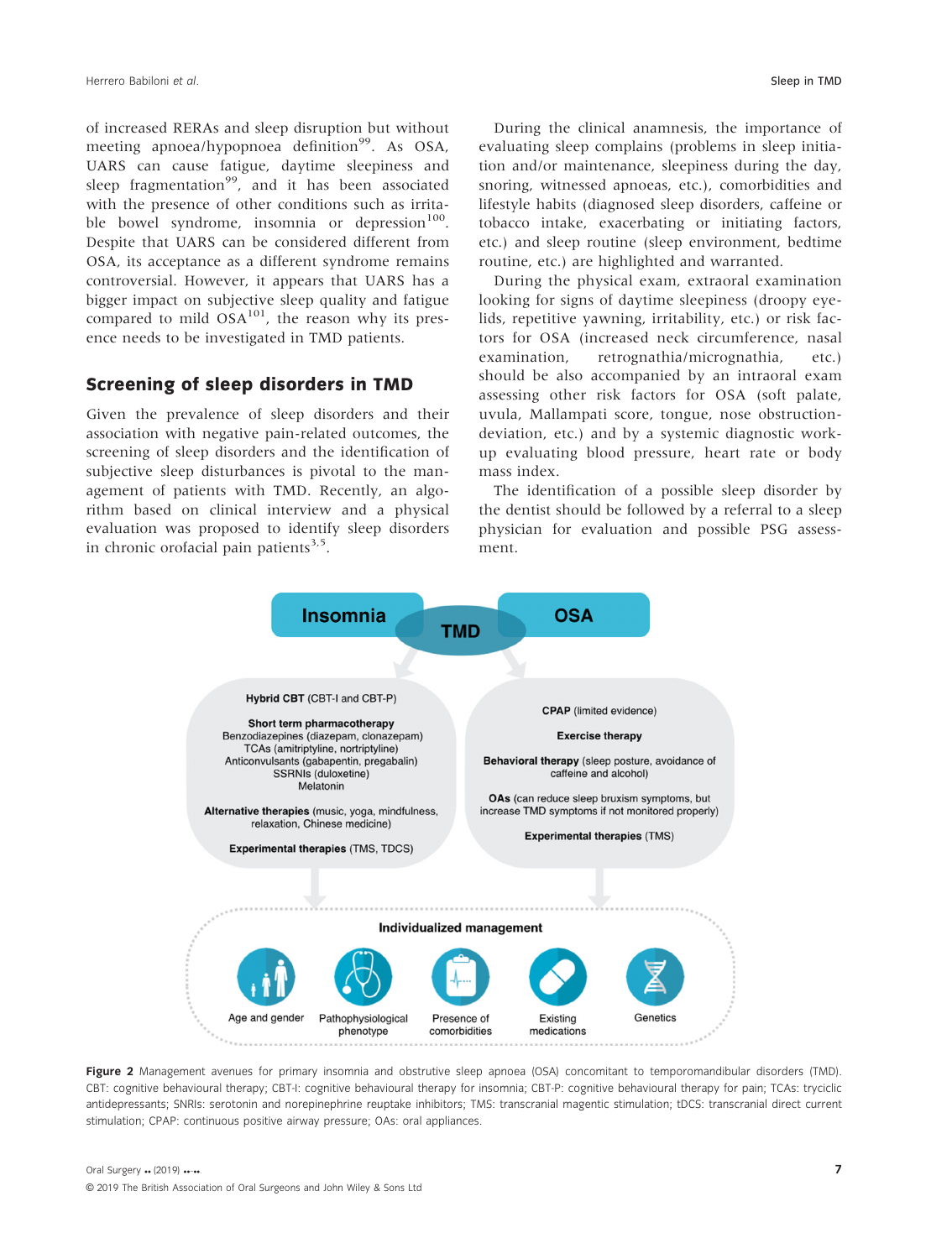of increased RERAs and sleep disruption but without meeting apnoea/hypopnoea definition[99]. As OSA, UARS can cause fatigue, daytime sleepiness and sleep fragmentation[99], and it has been associated with the presence of other conditions such as irritable bowel syndrome, insomnia or depression[100]. Despite that UARS can be considered different from OSA, its acceptance as a different syndrome remains controversial. However, it appears that UARS has a bigger impact on subjective sleep quality and fatigue compared to mild OSA[101], the reason why its presence needs to be investigated in TMD patients.

## Screening of sleep disorders in TMD

Given the prevalence of sleep disorders and their association with negative pain-related outcomes, the screening of sleep disorders and the identification of subjective sleep disturbances is pivotal to the management of patients with TMD. Recently, an algorithm based on clinical interview and a physical evaluation was proposed to identify sleep disorders in chronic orofacial pain patients[3,5].

During the clinical anamnesis, the importance of evaluating sleep complains (problems in sleep initiation and/or maintenance, sleepiness during the day, snoring, witnessed apnoeas, etc.), comorbidities and lifestyle habits (diagnosed sleep disorders, caffeine or tobacco intake, exacerbating or initiating factors, etc.) and sleep routine (sleep environment, bedtime routine, etc.) are highlighted and warranted.

During the physical exam, extraoral examination looking for signs of daytime sleepiness (droopy eyelids, repetitive yawning, irritability, etc.) or risk factors for OSA (increased neck circumference, nasal examination, retrognathia/micrognathia, etc.) should be also accompanied by an intraoral exam assessing other risk factors for OSA (soft palate, uvula, Mallampati score, tongue, nose obstruction-deviation, etc.) and by a systemic diagnostic workup evaluating blood pressure, heart rate or body mass index.

The identification of a possible sleep disorder by the dentist should be followed by a referral to a sleep physician for evaluation and possible PSG assessment.

**Figure 2** Management avenues for primary insomnia and obstrutive sleep apnoea (OSA) concomitant to temporomandibular disorders (TMD). CBT: cognitive behavioural therapy; CBT-I: cognitive behavioural therapy for insomnia; CBT-P: cognitive behavioural therapy for pain; TCAs: tryciclic antidepressants; SNRIs: serotonin and norepinephrine reuptake inhibitors; TMS: transcranial magentic stimulation; tDCS: transcranial direct current stimulation; CPAP: continuous positive airway pressure; OAs: oral appliances.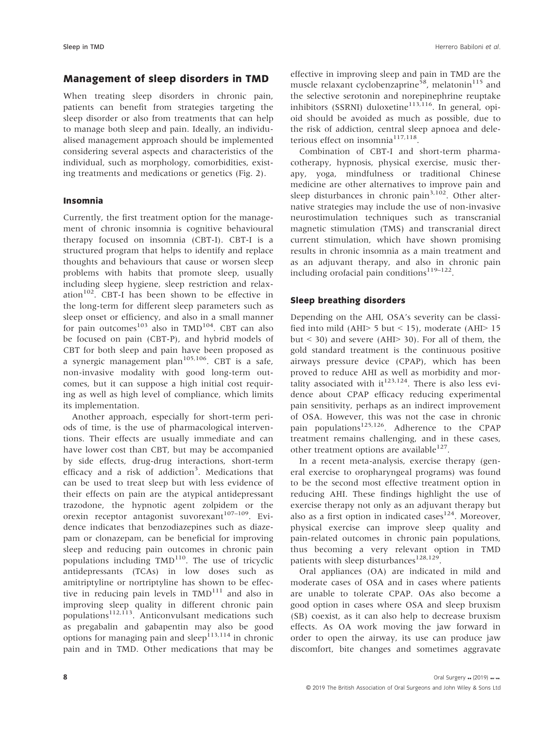## Management of sleep disorders in TMD

When treating sleep disorders in chronic pain, patients can benefit from strategies targeting the sleep disorder or also from treatments that can help to manage both sleep and pain. Ideally, an individualised management approach should be implemented considering several aspects and characteristics of the individual, such as morphology, comorbidities, existing treatments and medications or genetics (Fig. 2).

### Insomnia

Currently, the first treatment option for the management of chronic insomnia is cognitive behavioural therapy focused on insomnia (CBT-I). CBT-I is a structured program that helps to identify and replace thoughts and behaviours that cause or worsen sleep problems with habits that promote sleep, usually including sleep hygiene, sleep restriction and relaxation[102]. CBT-I has been shown to be effective in the long-term for different sleep parameters such as sleep onset or efficiency, and also in a small manner for pain outcomes[103] also in TMD[104]. CBT can also be focused on pain (CBT-P), and hybrid models of CBT for both sleep and pain have been proposed as a synergic management plan[105,106]. CBT is a safe, non-invasive modality with good long-term outcomes, but it can suppose a high initial cost requiring as well as high level of compliance, which limits its implementation.

Another approach, especially for short-term periods of time, is the use of pharmacological interventions. Their effects are usually immediate and can have lower cost than CBT, but may be accompanied by side effects, drug-drug interactions, short-term efficacy and a risk of addiction[3]. Medications that can be used to treat sleep but with less evidence of their effects on pain are the atypical antidepressant trazodone, the hypnotic agent zolpidem or the orexin receptor antagonist suvorexant[107–109]. Evidence indicates that benzodiazepines such as diazepam or clonazepam, can be beneficial for improving sleep and reducing pain outcomes in chronic pain populations including TMD[110]. The use of tricyclic antidepressants (TCAs) in low doses such as amitriptyline or nortriptyline has shown to be effective in reducing pain levels in TMD[111] and also in improving sleep quality in different chronic pain populations[112,113]. Anticonvulsant medications such as pregabalin and gabapentin may also be good options for managing pain and sleep[113,114] in chronic pain and in TMD. Other medications that may be effective in improving sleep and pain in TMD are the muscle relaxant cyclobenzaprine[58], melatonin[115] and the selective serotonin and norepinephrine reuptake inhibitors (SSRNI) duloxetine[113,116]. In general, opioid should be avoided as much as possible, due to the risk of addiction, central sleep apnoea and deleterious effect on insomnia[117,118].

Combination of CBT-I and short-term pharmacotherapy, hypnosis, physical exercise, music therapy, yoga, mindfulness or traditional Chinese medicine are other alternatives to improve pain and sleep disturbances in chronic pain[3,102]. Other alternative strategies may include the use of non-invasive neurostimulation techniques such as transcranial magnetic stimulation (TMS) and transcranial direct current stimulation, which have shown promising results in chronic insomnia as a main treatment and as an adjuvant therapy, and also in chronic pain including orofacial pain conditions[119–122].

### Sleep breathing disorders

Depending on the AHI, OSA's severity can be classified into mild (AHI> 5 but < 15), moderate (AHI> 15 but < 30) and severe (AHI> 30). For all of them, the gold standard treatment is the continuous positive airways pressure device (CPAP), which has been proved to reduce AHI as well as morbidity and mortality associated with it[123,124]. There is also less evidence about CPAP efficacy reducing experimental pain sensitivity, perhaps as an indirect improvement of OSA. However, this was not the case in chronic pain populations[125,126]. Adherence to the CPAP treatment remains challenging, and in these cases, other treatment options are available[127].

In a recent meta-analysis, exercise therapy (general exercise to oropharyngeal programs) was found to be the second most effective treatment option in reducing AHI. These findings highlight the use of exercise therapy not only as an adjuvant therapy but also as a first option in indicated cases[124]. Moreover, physical exercise can improve sleep quality and pain-related outcomes in chronic pain populations, thus becoming a very relevant option in TMD patients with sleep disturbances[128,129].

Oral appliances (OA) are indicated in mild and moderate cases of OSA and in cases where patients are unable to tolerate CPAP. OAs also become a good option in cases where OSA and sleep bruxism (SB) coexist, as it can also help to decrease bruxism effects. As OA work moving the jaw forward in order to open the airway, its use can produce jaw discomfort, bite changes and sometimes aggravate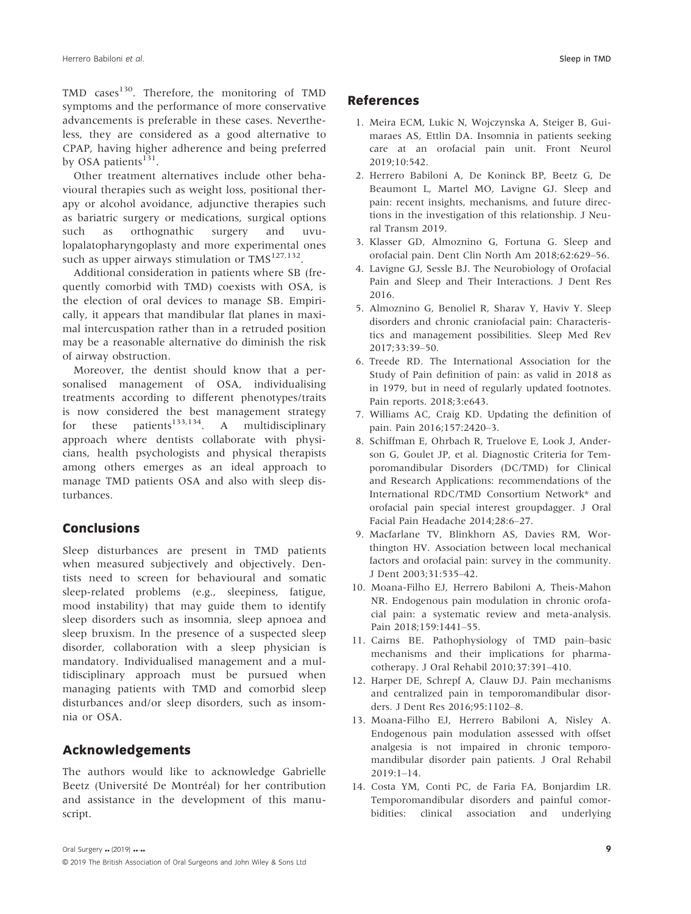TMD cases[130]. Therefore, the monitoring of TMD symptoms and the performance of more conservative advancements is preferable in these cases. Nevertheless, they are considered as a good alternative to CPAP, having higher adherence and being preferred by OSA patients[131].

Other treatment alternatives include other behavioural therapies such as weight loss, positional therapy or alcohol avoidance, adjunctive therapies such as bariatric surgery or medications, surgical options such as orthognathic surgery and uvulopalatopharyngoplasty and more experimental ones such as upper airways stimulation or TMS[127,132].

Additional consideration in patients where SB (frequently comorbid with TMD) coexists with OSA, is the election of oral devices to manage SB. Empirically, it appears that mandibular flat planes in maximal intercuspation rather than in a retruded position may be a reasonable alternative do diminish the risk of airway obstruction.

Moreover, the dentist should know that a personalised management of OSA, individualising treatments according to different phenotypes/traits is now considered the best management strategy for these patients[133,134]. A multidisciplinary approach where dentists collaborate with physicians, health psychologists and physical therapists among others emerges as an ideal approach to manage TMD patients OSA and also with sleep disturbances.

## Conclusions

Sleep disturbances are present in TMD patients when measured subjectively and objectively. Dentists need to screen for behavioural and somatic sleep-related problems (e.g., sleepiness, fatigue, mood instability) that may guide them to identify sleep disorders such as insomnia, sleep apnoea and sleep bruxism. In the presence of a suspected sleep disorder, collaboration with a sleep physician is mandatory. Individualised management and a multidisciplinary approach must be pursued when managing patients with TMD and comorbid sleep disturbances and/or sleep disorders, such as insomnia or OSA.

## Acknowledgements

The authors would like to acknowledge Gabrielle Beetz (Université De Montréal) for her contribution and assistance in the development of this manuscript.

## References

1. Meira ECM, Lukic N, Wojczynska A, Steiger B, Guimaraes AS, Ettlin DA. Insomnia in patients seeking care at an orofacial pain unit. Front Neurol 2019;10:542.
2. Herrero Babiloni A, De Koninck BP, Beetz G, De Beaumont L, Martel MO, Lavigne GJ. Sleep and pain: recent insights, mechanisms, and future directions in the investigation of this relationship. J Neural Transm 2019.
3. Klasser GD, Almoznino G, Fortuna G. Sleep and orofacial pain. Dent Clin North Am 2018;62:629–56.
4. Lavigne GJ, Sessle BJ. The Neurobiology of Orofacial Pain and Sleep and Their Interactions. J Dent Res 2016.
5. Almoznino G, Benoliel R, Sharav Y, Haviv Y. Sleep disorders and chronic craniofacial pain: Characteristics and management possibilities. Sleep Med Rev 2017;33:39–50.
6. Treede RD. The International Association for the Study of Pain definition of pain: as valid in 2018 as in 1979, but in need of regularly updated footnotes. Pain reports. 2018;3:e643.
7. Williams AC, Craig KD. Updating the definition of pain. Pain 2016;157:2420–3.
8. Schiffman E, Ohrbach R, Truelove E, Look J, Anderson G, Goulet JP, et al. Diagnostic Criteria for Temporomandibular Disorders (DC/TMD) for Clinical and Research Applications: recommendations of the International RDC/TMD Consortium Network* and orofacial pain special interest groupdagger. J Oral Facial Pain Headache 2014;28:6–27.
9. Macfarlane TV, Blinkhorn AS, Davies RM, Worthington HV. Association between local mechanical factors and orofacial pain: survey in the community. J Dent 2003;31:535–42.
10. Moana-Filho EJ, Herrero Babiloni A, Theis-Mahon NR. Endogenous pain modulation in chronic orofacial pain: a systematic review and meta-analysis. Pain 2018;159:1441–55.
11. Cairns BE. Pathophysiology of TMD pain–basic mechanisms and their implications for pharmacotherapy. J Oral Rehabil 2010;37:391–410.
12. Harper DE, Schrepf A, Clauw DJ. Pain mechanisms and centralized pain in temporomandibular disorders. J Dent Res 2016;95:1102–8.
13. Moana-Filho EJ, Herrero Babiloni A, Nisley A. Endogenous pain modulation assessed with offset analgesia is not impaired in chronic temporomandibular disorder pain patients. J Oral Rehabil 2019:1–14.
14. Costa YM, Conti PC, de Faria FA, Bonjardim LR. Temporomandibular disorders and painful comorbidities: clinical association and underlying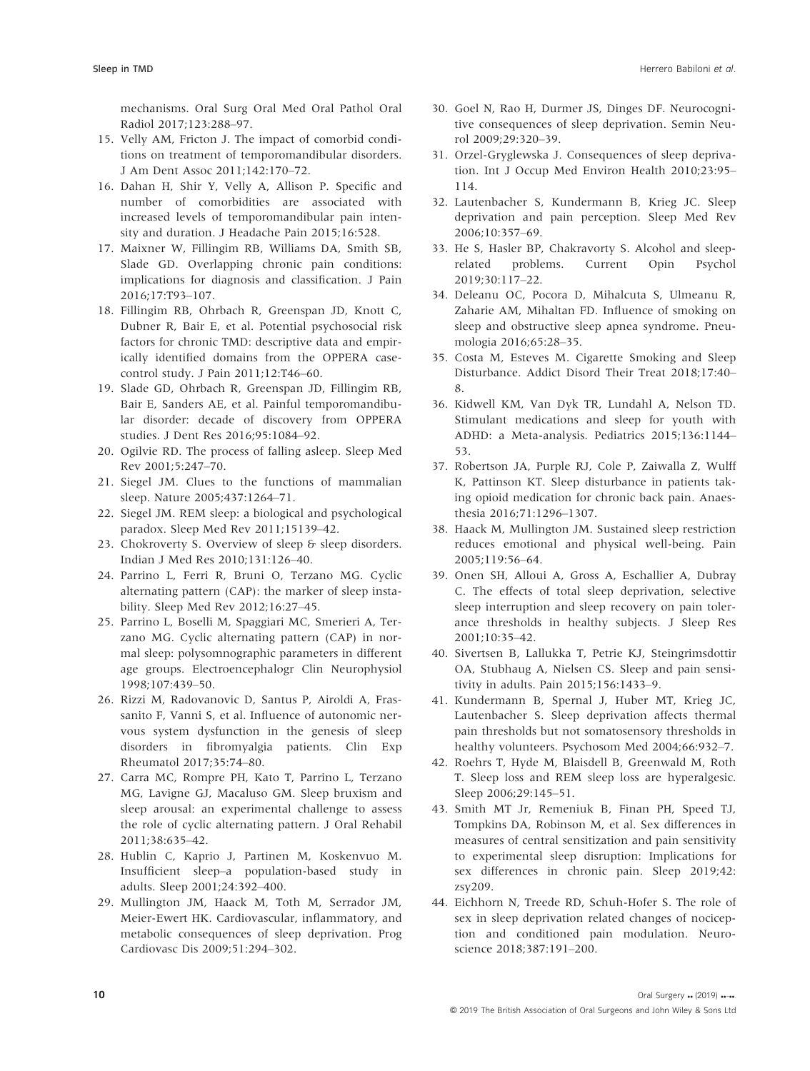mechanisms. Oral Surg Oral Med Oral Pathol Oral Radiol 2017;123:288–97.

15. Velly AM, Fricton J. The impact of comorbid conditions on treatment of temporomandibular disorders. J Am Dent Assoc 2011;142:170–72.
16. Dahan H, Shir Y, Velly A, Allison P. Specific and number of comorbidities are associated with increased levels of temporomandibular pain intensity and duration. J Headache Pain 2015;16:528.
17. Maixner W, Fillingim RB, Williams DA, Smith SB, Slade GD. Overlapping chronic pain conditions: implications for diagnosis and classification. J Pain 2016;17:T93–107.
18. Fillingim RB, Ohrbach R, Greenspan JD, Knott C, Dubner R, Bair E, et al. Potential psychosocial risk factors for chronic TMD: descriptive data and empirically identified domains from the OPPERA case-control study. J Pain 2011;12:T46–60.
19. Slade GD, Ohrbach R, Greenspan JD, Fillingim RB, Bair E, Sanders AE, et al. Painful temporomandibular disorder: decade of discovery from OPPERA studies. J Dent Res 2016;95:1084–92.
20. Ogilvie RD. The process of falling asleep. Sleep Med Rev 2001;5:247–70.
21. Siegel JM. Clues to the functions of mammalian sleep. Nature 2005;437:1264–71.
22. Siegel JM. REM sleep: a biological and psychological paradox. Sleep Med Rev 2011;15139–42.
23. Chokroverty S. Overview of sleep & sleep disorders. Indian J Med Res 2010;131:126–40.
24. Parrino L, Ferri R, Bruni O, Terzano MG. Cyclic alternating pattern (CAP): the marker of sleep instability. Sleep Med Rev 2012;16:27–45.
25. Parrino L, Boselli M, Spaggiari MC, Smerieri A, Terzano MG. Cyclic alternating pattern (CAP) in normal sleep: polysomnographic parameters in different age groups. Electroencephalogr Clin Neurophysiol 1998;107:439–50.
26. Rizzi M, Radovanovic D, Santus P, Airoldi A, Frassanito F, Vanni S, et al. Influence of autonomic nervous system dysfunction in the genesis of sleep disorders in fibromyalgia patients. Clin Exp Rheumatol 2017;35:74–80.
27. Carra MC, Rompre PH, Kato T, Parrino L, Terzano MG, Lavigne GJ, Macaluso GM. Sleep bruxism and sleep arousal: an experimental challenge to assess the role of cyclic alternating pattern. J Oral Rehabil 2011;38:635–42.
28. Hublin C, Kaprio J, Partinen M, Koskenvuo M. Insufficient sleep–a population-based study in adults. Sleep 2001;24:392–400.
29. Mullington JM, Haack M, Toth M, Serrador JM, Meier-Ewert HK. Cardiovascular, inflammatory, and metabolic consequences of sleep deprivation. Prog Cardiovasc Dis 2009;51:294–302.
30. Goel N, Rao H, Durmer JS, Dinges DF. Neurocognitive consequences of sleep deprivation. Semin Neurol 2009;29:320–39.
31. Orzel-Gryglewska J. Consequences of sleep deprivation. Int J Occup Med Environ Health 2010;23:95–114.
32. Lautenbacher S, Kundermann B, Krieg JC. Sleep deprivation and pain perception. Sleep Med Rev 2006;10:357–69.
33. He S, Hasler BP, Chakravorty S. Alcohol and sleep-related problems. Current Opin Psychol 2019;30:117–22.
34. Deleanu OC, Pocora D, Mihalcuta S, Ulmeanu R, Zaharie AM, Mihaltan FD. Influence of smoking on sleep and obstructive sleep apnea syndrome. Pneumologia 2016;65:28–35.
35. Costa M, Esteves M. Cigarette Smoking and Sleep Disturbance. Addict Disord Their Treat 2018;17:40–8.
36. Kidwell KM, Van Dyk TR, Lundahl A, Nelson TD. Stimulant medications and sleep for youth with ADHD: a Meta-analysis. Pediatrics 2015;136:1144–53.
37. Robertson JA, Purple RJ, Cole P, Zaiwalla Z, Wulff K, Pattinson KT. Sleep disturbance in patients taking opioid medication for chronic back pain. Anaesthesia 2016;71:1296–1307.
38. Haack M, Mullington JM. Sustained sleep restriction reduces emotional and physical well-being. Pain 2005;119:56–64.
39. Onen SH, Alloui A, Gross A, Eschallier A, Dubray C. The effects of total sleep deprivation, selective sleep interruption and sleep recovery on pain tolerance thresholds in healthy subjects. J Sleep Res 2001;10:35–42.
40. Sivertsen B, Lallukka T, Petrie KJ, Steingrimsdottir OA, Stubhaug A, Nielsen CS. Sleep and pain sensitivity in adults. Pain 2015;156:1433–9.
41. Kundermann B, Spernal J, Huber MT, Krieg JC, Lautenbacher S. Sleep deprivation affects thermal pain thresholds but not somatosensory thresholds in healthy volunteers. Psychosom Med 2004;66:932–7.
42. Roehrs T, Hyde M, Blaisdell B, Greenwald M, Roth T. Sleep loss and REM sleep loss are hyperalgesic. Sleep 2006;29:145–51.
43. Smith MT Jr, Remeniuk B, Finan PH, Speed TJ, Tompkins DA, Robinson M, et al. Sex differences in measures of central sensitization and pain sensitivity to experimental sleep disruption: Implications for sex differences in chronic pain. Sleep 2019;42: zsy209.
44. Eichhorn N, Treede RD, Schuh-Hofer S. The role of sex in sleep deprivation related changes of nociception and conditioned pain modulation. Neuroscience 2018;387:191–200.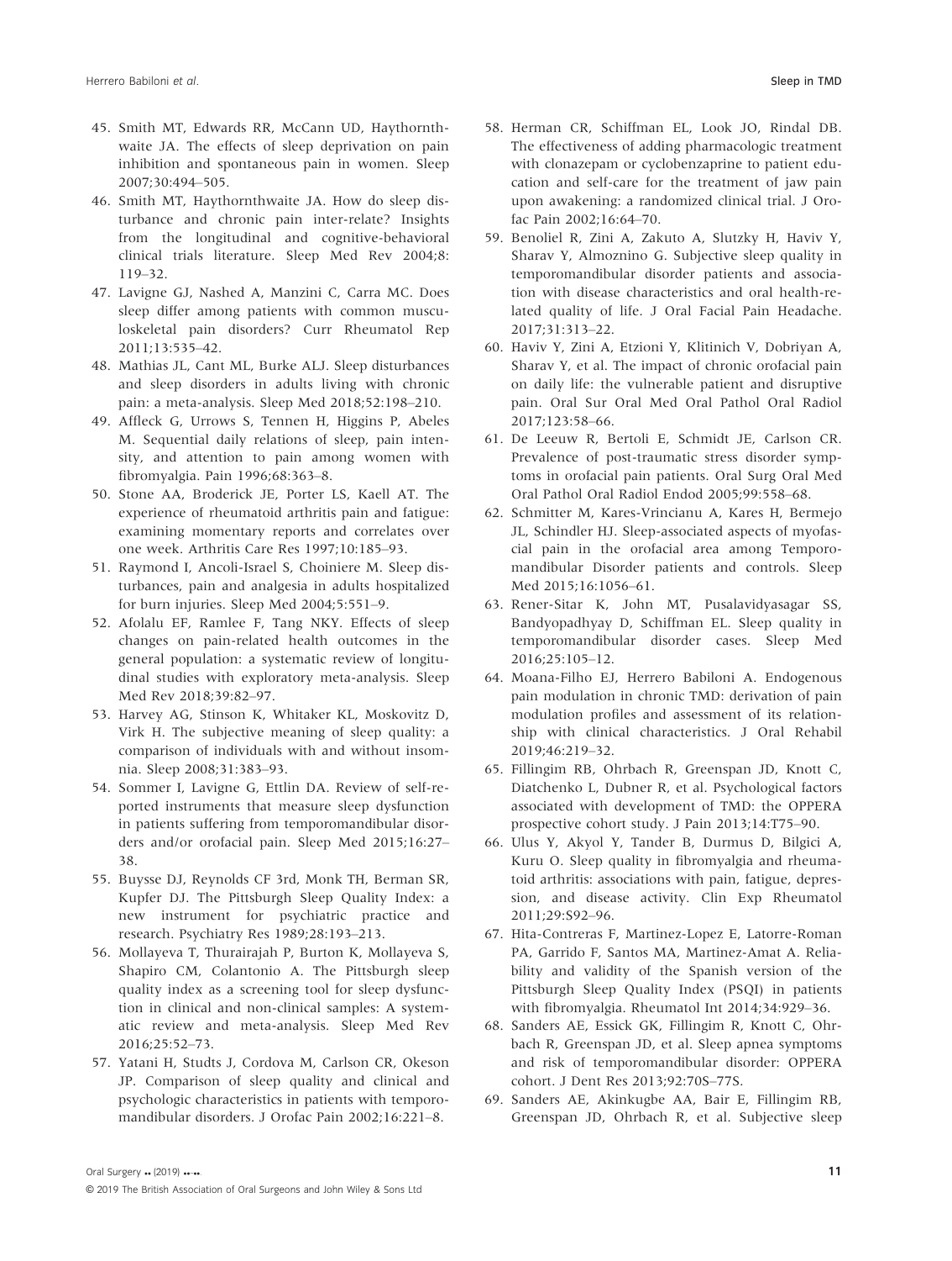45. Smith MT, Edwards RR, McCann UD, Haythornthwaite JA. The effects of sleep deprivation on pain inhibition and spontaneous pain in women. Sleep 2007;30:494–505.
46. Smith MT, Haythornthwaite JA. How do sleep disturbance and chronic pain inter-relate? Insights from the longitudinal and cognitive-behavioral clinical trials literature. Sleep Med Rev 2004;8: 119–32.
47. Lavigne GJ, Nashed A, Manzini C, Carra MC. Does sleep differ among patients with common musculoskeletal pain disorders? Curr Rheumatol Rep 2011;13:535–42.
48. Mathias JL, Cant ML, Burke ALJ. Sleep disturbances and sleep disorders in adults living with chronic pain: a meta-analysis. Sleep Med 2018;52:198–210.
49. Affleck G, Urrows S, Tennen H, Higgins P, Abeles M. Sequential daily relations of sleep, pain intensity, and attention to pain among women with fibromyalgia. Pain 1996;68:363–8.
50. Stone AA, Broderick JE, Porter LS, Kaell AT. The experience of rheumatoid arthritis pain and fatigue: examining momentary reports and correlates over one week. Arthritis Care Res 1997;10:185–93.
51. Raymond I, Ancoli-Israel S, Choiniere M. Sleep disturbances, pain and analgesia in adults hospitalized for burn injuries. Sleep Med 2004;5:551–9.
52. Afolalu EF, Ramlee F, Tang NKY. Effects of sleep changes on pain-related health outcomes in the general population: a systematic review of longitudinal studies with exploratory meta-analysis. Sleep Med Rev 2018;39:82–97.
53. Harvey AG, Stinson K, Whitaker KL, Moskovitz D, Virk H. The subjective meaning of sleep quality: a comparison of individuals with and without insomnia. Sleep 2008;31:383–93.
54. Sommer I, Lavigne G, Ettlin DA. Review of self-reported instruments that measure sleep dysfunction in patients suffering from temporomandibular disorders and/or orofacial pain. Sleep Med 2015;16:27–38.
55. Buysse DJ, Reynolds CF 3rd, Monk TH, Berman SR, Kupfer DJ. The Pittsburgh Sleep Quality Index: a new instrument for psychiatric practice and research. Psychiatry Res 1989;28:193–213.
56. Mollayeva T, Thurairajah P, Burton K, Mollayeva S, Shapiro CM, Colantonio A. The Pittsburgh sleep quality index as a screening tool for sleep dysfunction in clinical and non-clinical samples: A systematic review and meta-analysis. Sleep Med Rev 2016;25:52–73.
57. Yatani H, Studts J, Cordova M, Carlson CR, Okeson JP. Comparison of sleep quality and clinical and psychologic characteristics in patients with temporomandibular disorders. J Orofac Pain 2002;16:221–8.
58. Herman CR, Schiffman EL, Look JO, Rindal DB. The effectiveness of adding pharmacologic treatment with clonazepam or cyclobenzaprine to patient education and self-care for the treatment of jaw pain upon awakening: a randomized clinical trial. J Orofac Pain 2002;16:64–70.
59. Benoliel R, Zini A, Zakuto A, Slutzky H, Haviv Y, Sharav Y, Almoznino G. Subjective sleep quality in temporomandibular disorder patients and association with disease characteristics and oral health-related quality of life. J Oral Facial Pain Headache. 2017;31:313–22.
60. Haviv Y, Zini A, Etzioni Y, Klitinich V, Dobriyan A, Sharav Y, et al. The impact of chronic orofacial pain on daily life: the vulnerable patient and disruptive pain. Oral Sur Oral Med Oral Pathol Oral Radiol 2017;123:58–66.
61. De Leeuw R, Bertoli E, Schmidt JE, Carlson CR. Prevalence of post-traumatic stress disorder symptoms in orofacial pain patients. Oral Surg Oral Med Oral Pathol Oral Radiol Endod 2005;99:558–68.
62. Schmitter M, Kares-Vrincianu A, Kares H, Bermejo JL, Schindler HJ. Sleep-associated aspects of myofascial pain in the orofacial area among Temporomandibular Disorder patients and controls. Sleep Med 2015;16:1056–61.
63. Rener-Sitar K, John MT, Pusalavidyasagar SS, Bandyopadhyay D, Schiffman EL. Sleep quality in temporomandibular disorder cases. Sleep Med 2016;25:105–12.
64. Moana-Filho EJ, Herrero Babiloni A. Endogenous pain modulation in chronic TMD: derivation of pain modulation profiles and assessment of its relationship with clinical characteristics. J Oral Rehabil 2019;46:219–32.
65. Fillingim RB, Ohrbach R, Greenspan JD, Knott C, Diatchenko L, Dubner R, et al. Psychological factors associated with development of TMD: the OPPERA prospective cohort study. J Pain 2013;14:T75–90.
66. Ulus Y, Akyol Y, Tander B, Durmus D, Bilgici A, Kuru O. Sleep quality in fibromyalgia and rheumatoid arthritis: associations with pain, fatigue, depression, and disease activity. Clin Exp Rheumatol 2011;29:S92–96.
67. Hita-Contreras F, Martinez-Lopez E, Latorre-Roman PA, Garrido F, Santos MA, Martinez-Amat A. Reliability and validity of the Spanish version of the Pittsburgh Sleep Quality Index (PSQI) in patients with fibromyalgia. Rheumatol Int 2014;34:929–36.
68. Sanders AE, Essick GK, Fillingim R, Knott C, Ohrbach R, Greenspan JD, et al. Sleep apnea symptoms and risk of temporomandibular disorder: OPPERA cohort. J Dent Res 2013;92:70S–77S.
69. Sanders AE, Akinkugbe AA, Bair E, Fillingim RB, Greenspan JD, Ohrbach R, et al. Subjective sleep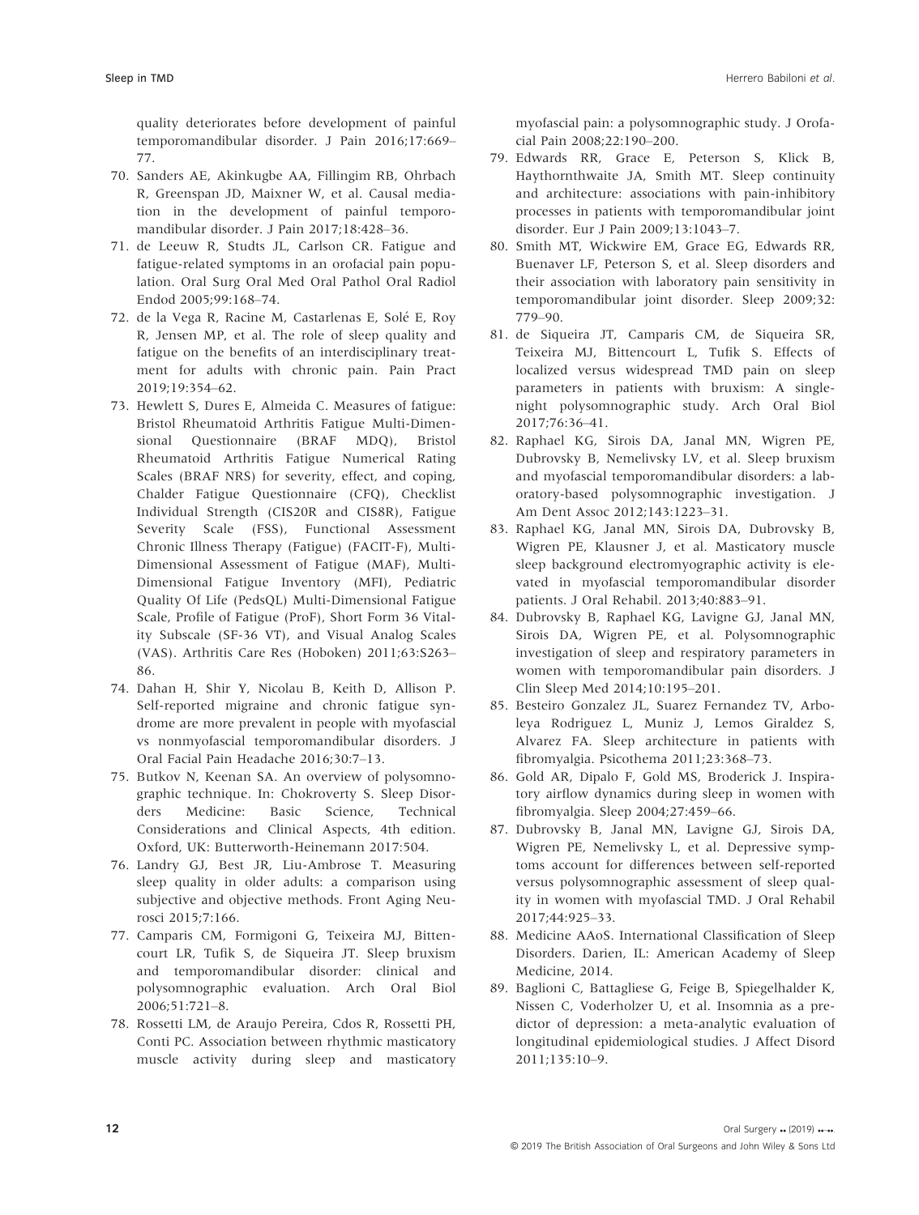quality deteriorates before development of painful temporomandibular disorder. J Pain 2016;17:669–77.

70. Sanders AE, Akinkugbe AA, Fillingim RB, Ohrbach R, Greenspan JD, Maixner W, et al. Causal mediation in the development of painful temporomandibular disorder. J Pain 2017;18:428–36.
71. de Leeuw R, Studts JL, Carlson CR. Fatigue and fatigue-related symptoms in an orofacial pain population. Oral Surg Oral Med Oral Pathol Oral Radiol Endod 2005;99:168–74.
72. de la Vega R, Racine M, Castarlenas E, Solé E, Roy R, Jensen MP, et al. The role of sleep quality and fatigue on the benefits of an interdisciplinary treatment for adults with chronic pain. Pain Pract 2019;19:354–62.
73. Hewlett S, Dures E, Almeida C. Measures of fatigue: Bristol Rheumatoid Arthritis Fatigue Multi-Dimensional Questionnaire (BRAF MDQ), Bristol Rheumatoid Arthritis Fatigue Numerical Rating Scales (BRAF NRS) for severity, effect, and coping, Chalder Fatigue Questionnaire (CFQ), Checklist Individual Strength (CIS20R and CIS8R), Fatigue Severity Scale (FSS), Functional Assessment Chronic Illness Therapy (Fatigue) (FACIT-F), Multi-Dimensional Assessment of Fatigue (MAF), Multi-Dimensional Fatigue Inventory (MFI), Pediatric Quality Of Life (PedsQL) Multi-Dimensional Fatigue Scale, Profile of Fatigue (ProF), Short Form 36 Vitality Subscale (SF-36 VT), and Visual Analog Scales (VAS). Arthritis Care Res (Hoboken) 2011;63:S263–86.
74. Dahan H, Shir Y, Nicolau B, Keith D, Allison P. Self-reported migraine and chronic fatigue syndrome are more prevalent in people with myofascial vs nonmyofascial temporomandibular disorders. J Oral Facial Pain Headache 2016;30:7–13.
75. Butkov N, Keenan SA. An overview of polysomnographic technique. In: Chokroverty S. Sleep Disorders Medicine: Basic Science, Technical Considerations and Clinical Aspects, 4th edition. Oxford, UK: Butterworth-Heinemann 2017:504.
76. Landry GJ, Best JR, Liu-Ambrose T. Measuring sleep quality in older adults: a comparison using subjective and objective methods. Front Aging Neurosci 2015;7:166.
77. Camparis CM, Formigoni G, Teixeira MJ, Bittencourt LR, Tufik S, de Siqueira JT. Sleep bruxism and temporomandibular disorder: clinical and polysomnographic evaluation. Arch Oral Biol 2006;51:721–8.
78. Rossetti LM, de Araujo Pereira, Cdos R, Rossetti PH, Conti PC. Association between rhythmic masticatory muscle activity during sleep and masticatory myofascial pain: a polysomnographic study. J Orofacial Pain 2008;22:190–200.
79. Edwards RR, Grace E, Peterson S, Klick B, Haythornthwaite JA, Smith MT. Sleep continuity and architecture: associations with pain-inhibitory processes in patients with temporomandibular joint disorder. Eur J Pain 2009;13:1043–7.
80. Smith MT, Wickwire EM, Grace EG, Edwards RR, Buenaver LF, Peterson S, et al. Sleep disorders and their association with laboratory pain sensitivity in temporomandibular joint disorder. Sleep 2009;32:779–90.
81. de Siqueira JT, Camparis CM, de Siqueira SR, Teixeira MJ, Bittencourt L, Tufik S. Effects of localized versus widespread TMD pain on sleep parameters in patients with bruxism: A single-night polysomnographic study. Arch Oral Biol 2017;76:36–41.
82. Raphael KG, Sirois DA, Janal MN, Wigren PE, Dubrovsky B, Nemelivsky LV, et al. Sleep bruxism and myofascial temporomandibular disorders: a laboratory-based polysomnographic investigation. J Am Dent Assoc 2012;143:1223–31.
83. Raphael KG, Janal MN, Sirois DA, Dubrovsky B, Wigren PE, Klausner J, et al. Masticatory muscle sleep background electromyographic activity is elevated in myofascial temporomandibular disorder patients. J Oral Rehabil. 2013;40:883–91.
84. Dubrovsky B, Raphael KG, Lavigne GJ, Janal MN, Sirois DA, Wigren PE, et al. Polysomnographic investigation of sleep and respiratory parameters in women with temporomandibular pain disorders. J Clin Sleep Med 2014;10:195–201.
85. Besteiro Gonzalez JL, Suarez Fernandez TV, Arboleya Rodriguez L, Muniz J, Lemos Giraldez S, Alvarez FA. Sleep architecture in patients with fibromyalgia. Psicothema 2011;23:368–73.
86. Gold AR, Dipalo F, Gold MS, Broderick J. Inspiratory airflow dynamics during sleep in women with fibromyalgia. Sleep 2004;27:459–66.
87. Dubrovsky B, Janal MN, Lavigne GJ, Sirois DA, Wigren PE, Nemelivsky L, et al. Depressive symptoms account for differences between self-reported versus polysomnographic assessment of sleep quality in women with myofascial TMD. J Oral Rehabil 2017;44:925–33.
88. Medicine AAoS. International Classification of Sleep Disorders. Darien, IL: American Academy of Sleep Medicine, 2014.
89. Baglioni C, Battagliese G, Feige B, Spiegelhalder K, Nissen C, Voderholzer U, et al. Insomnia as a predictor of depression: a meta-analytic evaluation of longitudinal epidemiological studies. J Affect Disord 2011;135:10–9.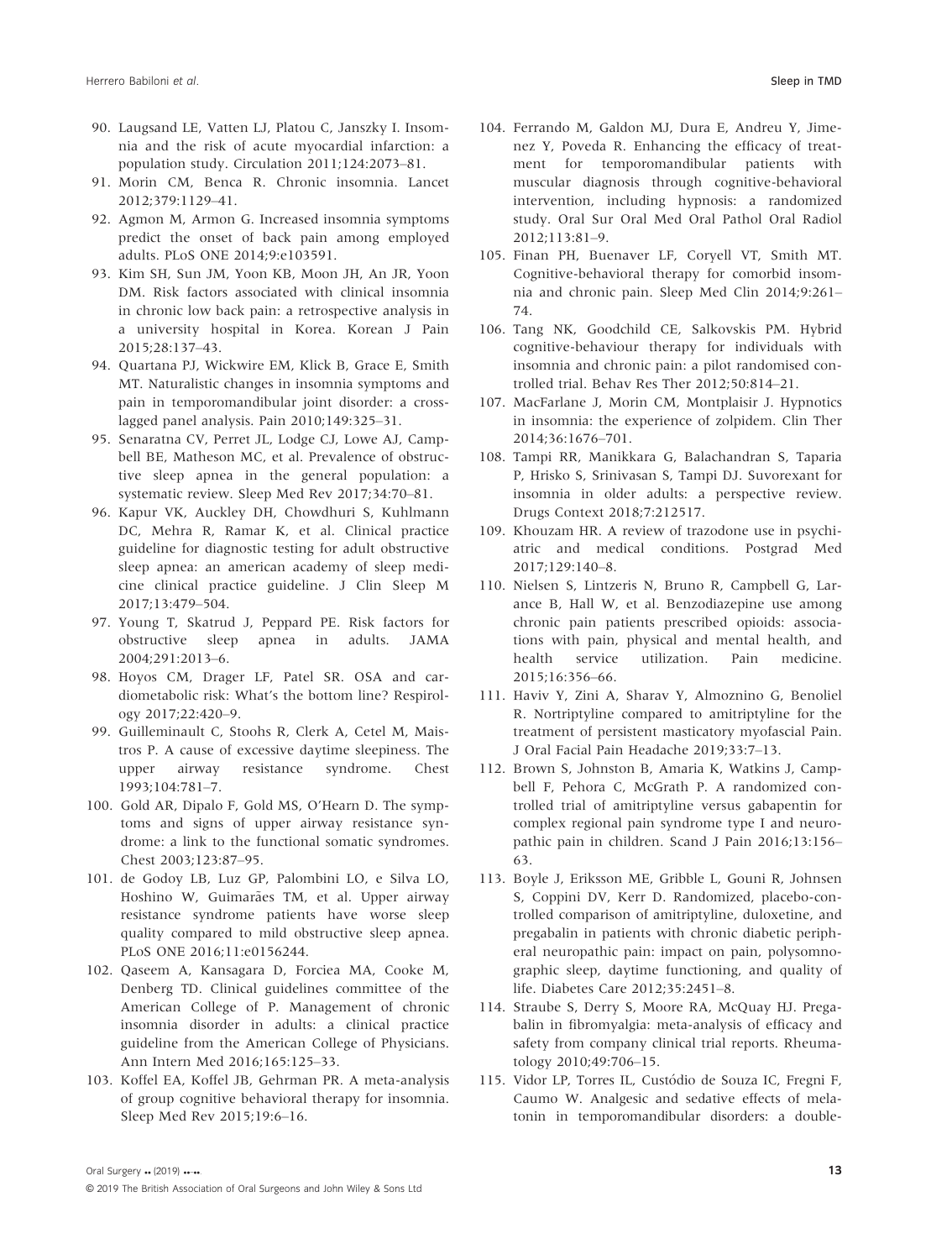90. Laugsand LE, Vatten LJ, Platou C, Janszky I. Insomnia and the risk of acute myocardial infarction: a population study. Circulation 2011;124:2073–81.
91. Morin CM, Benca R. Chronic insomnia. Lancet 2012;379:1129–41.
92. Agmon M, Armon G. Increased insomnia symptoms predict the onset of back pain among employed adults. PLoS ONE 2014;9:e103591.
93. Kim SH, Sun JM, Yoon KB, Moon JH, An JR, Yoon DM. Risk factors associated with clinical insomnia in chronic low back pain: a retrospective analysis in a university hospital in Korea. Korean J Pain 2015;28:137–43.
94. Quartana PJ, Wickwire EM, Klick B, Grace E, Smith MT. Naturalistic changes in insomnia symptoms and pain in temporomandibular joint disorder: a cross-lagged panel analysis. Pain 2010;149:325–31.
95. Senaratna CV, Perret JL, Lodge CJ, Lowe AJ, Campbell BE, Matheson MC, et al. Prevalence of obstructive sleep apnea in the general population: a systematic review. Sleep Med Rev 2017;34:70–81.
96. Kapur VK, Auckley DH, Chowdhuri S, Kuhlmann DC, Mehra R, Ramar K, et al. Clinical practice guideline for diagnostic testing for adult obstructive sleep apnea: an american academy of sleep medicine clinical practice guideline. J Clin Sleep M 2017;13:479–504.
97. Young T, Skatrud J, Peppard PE. Risk factors for obstructive sleep apnea in adults. JAMA 2004;291:2013–6.
98. Hoyos CM, Drager LF, Patel SR. OSA and cardiometabolic risk: What's the bottom line? Respirology 2017;22:420–9.
99. Guilleminault C, Stoohs R, Clerk A, Cetel M, Maistros P. A cause of excessive daytime sleepiness. The upper airway resistance syndrome. Chest 1993;104:781–7.
100. Gold AR, Dipalo F, Gold MS, O'Hearn D. The symptoms and signs of upper airway resistance syndrome: a link to the functional somatic syndromes. Chest 2003;123:87–95.
101. de Godoy LB, Luz GP, Palombini LO, e Silva LO, Hoshino W, Guimarães TM, et al. Upper airway resistance syndrome patients have worse sleep quality compared to mild obstructive sleep apnea. PLoS ONE 2016;11:e0156244.
102. Qaseem A, Kansagara D, Forciea MA, Cooke M, Denberg TD. Clinical guidelines committee of the American College of P. Management of chronic insomnia disorder in adults: a clinical practice guideline from the American College of Physicians. Ann Intern Med 2016;165:125–33.
103. Koffel EA, Koffel JB, Gehrman PR. A meta-analysis of group cognitive behavioral therapy for insomnia. Sleep Med Rev 2015;19:6–16.
104. Ferrando M, Galdon MJ, Dura E, Andreu Y, Jimenez Y, Poveda R. Enhancing the efficacy of treatment for temporomandibular patients with muscular diagnosis through cognitive-behavioral intervention, including hypnosis: a randomized study. Oral Sur Oral Med Oral Pathol Oral Radiol 2012;113:81–9.
105. Finan PH, Buenaver LF, Coryell VT, Smith MT. Cognitive-behavioral therapy for comorbid insomnia and chronic pain. Sleep Med Clin 2014;9:261–74.
106. Tang NK, Goodchild CE, Salkovskis PM. Hybrid cognitive-behaviour therapy for individuals with insomnia and chronic pain: a pilot randomised controlled trial. Behav Res Ther 2012;50:814–21.
107. MacFarlane J, Morin CM, Montplaisir J. Hypnotics in insomnia: the experience of zolpidem. Clin Ther 2014;36:1676–701.
108. Tampi RR, Manikkara G, Balachandran S, Taparia P, Hrisko S, Srinivasan S, Tampi DJ. Suvorexant for insomnia in older adults: a perspective review. Drugs Context 2018;7:212517.
109. Khouzam HR. A review of trazodone use in psychiatric and medical conditions. Postgrad Med 2017;129:140–8.
110. Nielsen S, Lintzeris N, Bruno R, Campbell G, Larance B, Hall W, et al. Benzodiazepine use among chronic pain patients prescribed opioids: associations with pain, physical and mental health, and health service utilization. Pain medicine. 2015;16:356–66.
111. Haviv Y, Zini A, Sharav Y, Almoznino G, Benoliel R. Nortriptyline compared to amitriptyline for the treatment of persistent masticatory myofascial Pain. J Oral Facial Pain Headache 2019;33:7–13.
112. Brown S, Johnston B, Amaria K, Watkins J, Campbell F, Pehora C, McGrath P. A randomized controlled trial of amitriptyline versus gabapentin for complex regional pain syndrome type I and neuropathic pain in children. Scand J Pain 2016;13:156–63.
113. Boyle J, Eriksson ME, Gribble L, Gouni R, Johnsen S, Coppini DV, Kerr D. Randomized, placebo-controlled comparison of amitriptyline, duloxetine, and pregabalin in patients with chronic diabetic peripheral neuropathic pain: impact on pain, polysomnographic sleep, daytime functioning, and quality of life. Diabetes Care 2012;35:2451–8.
114. Straube S, Derry S, Moore RA, McQuay HJ. Pregabalin in fibromyalgia: meta-analysis of efficacy and safety from company clinical trial reports. Rheumatology 2010;49:706–15.
115. Vidor LP, Torres IL, Custódio de Souza IC, Fregni F, Caumo W. Analgesic and sedative effects of melatonin in temporomandibular disorders: a double-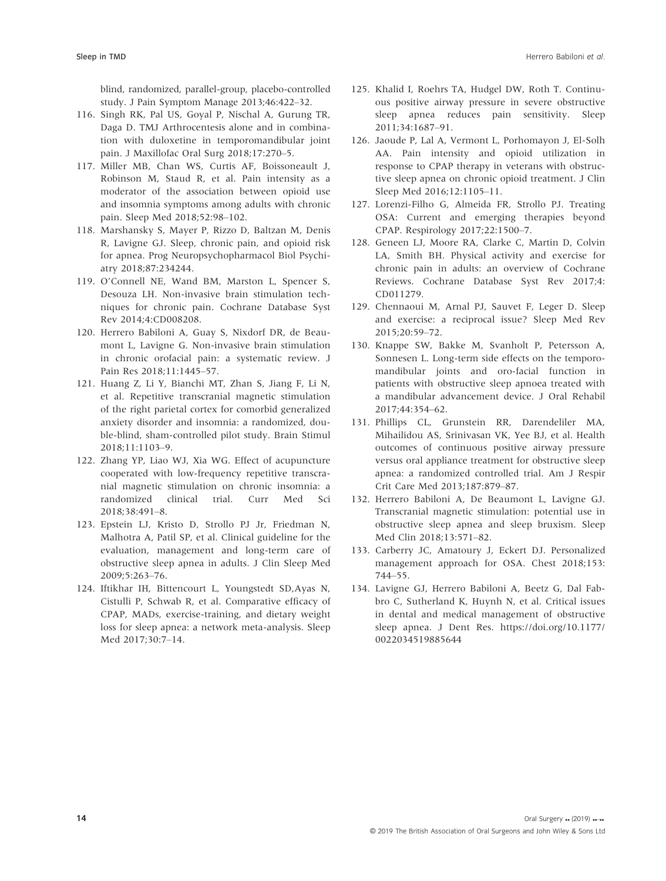blind, randomized, parallel-group, placebo-controlled study. J Pain Symptom Manage 2013;46:422–32.

116. Singh RK, Pal US, Goyal P, Nischal A, Gurung TR, Daga D. TMJ Arthrocentesis alone and in combination with duloxetine in temporomandibular joint pain. J Maxillofac Oral Surg 2018;17:270–5.
117. Miller MB, Chan WS, Curtis AF, Boissoneault J, Robinson M, Staud R, et al. Pain intensity as a moderator of the association between opioid use and insomnia symptoms among adults with chronic pain. Sleep Med 2018;52:98–102.
118. Marshansky S, Mayer P, Rizzo D, Baltzan M, Denis R, Lavigne GJ. Sleep, chronic pain, and opioid risk for apnea. Prog Neuropsychopharmacol Biol Psychiatry 2018;87:234244.
119. O'Connell NE, Wand BM, Marston L, Spencer S, Desouza LH. Non-invasive brain stimulation techniques for chronic pain. Cochrane Database Syst Rev 2014;4:CD008208.
120. Herrero Babiloni A, Guay S, Nixdorf DR, de Beaumont L, Lavigne G. Non-invasive brain stimulation in chronic orofacial pain: a systematic review. J Pain Res 2018;11:1445–57.
121. Huang Z, Li Y, Bianchi MT, Zhan S, Jiang F, Li N, et al. Repetitive transcranial magnetic stimulation of the right parietal cortex for comorbid generalized anxiety disorder and insomnia: a randomized, double-blind, sham-controlled pilot study. Brain Stimul 2018;11:1103–9.
122. Zhang YP, Liao WJ, Xia WG. Effect of acupuncture cooperated with low-frequency repetitive transcranial magnetic stimulation on chronic insomnia: a randomized clinical trial. Curr Med Sci 2018;38:491–8.
123. Epstein LJ, Kristo D, Strollo PJ Jr, Friedman N, Malhotra A, Patil SP, et al. Clinical guideline for the evaluation, management and long-term care of obstructive sleep apnea in adults. J Clin Sleep Med 2009;5:263–76.
124. Iftikhar IH, Bittencourt L, Youngstedt SD,Ayas N, Cistulli P, Schwab R, et al. Comparative efficacy of CPAP, MADs, exercise-training, and dietary weight loss for sleep apnea: a network meta-analysis. Sleep Med 2017;30:7–14.
125. Khalid I, Roehrs TA, Hudgel DW, Roth T. Continuous positive airway pressure in severe obstructive sleep apnea reduces pain sensitivity. Sleep 2011;34:1687–91.
126. Jaoude P, Lal A, Vermont L, Porhomayon J, El-Solh AA. Pain intensity and opioid utilization in response to CPAP therapy in veterans with obstructive sleep apnea on chronic opioid treatment. J Clin Sleep Med 2016;12:1105–11.
127. Lorenzi-Filho G, Almeida FR, Strollo PJ. Treating OSA: Current and emerging therapies beyond CPAP. Respirology 2017;22:1500–7.
128. Geneen LJ, Moore RA, Clarke C, Martin D, Colvin LA, Smith BH. Physical activity and exercise for chronic pain in adults: an overview of Cochrane Reviews. Cochrane Database Syst Rev 2017;4: CD011279.
129. Chennaoui M, Arnal PJ, Sauvet F, Leger D. Sleep and exercise: a reciprocal issue? Sleep Med Rev 2015;20:59–72.
130. Knappe SW, Bakke M, Svanholt P, Petersson A, Sonnesen L. Long-term side effects on the temporomandibular joints and oro-facial function in patients with obstructive sleep apnoea treated with a mandibular advancement device. J Oral Rehabil 2017;44:354–62.
131. Phillips CL, Grunstein RR, Darendeliler MA, Mihailidou AS, Srinivasan VK, Yee BJ, et al. Health outcomes of continuous positive airway pressure versus oral appliance treatment for obstructive sleep apnea: a randomized controlled trial. Am J Respir Crit Care Med 2013;187:879–87.
132. Herrero Babiloni A, De Beaumont L, Lavigne GJ. Transcranial magnetic stimulation: potential use in obstructive sleep apnea and sleep bruxism. Sleep Med Clin 2018;13:571–82.
133. Carberry JC, Amatoury J, Eckert DJ. Personalized management approach for OSA. Chest 2018;153: 744–55.
134. Lavigne GJ, Herrero Babiloni A, Beetz G, Dal Fabbro C, Sutherland K, Huynh N, et al. Critical issues in dental and medical management of obstructive sleep apnea. J Dent Res. https://doi.org/10.1177/0022034519885644